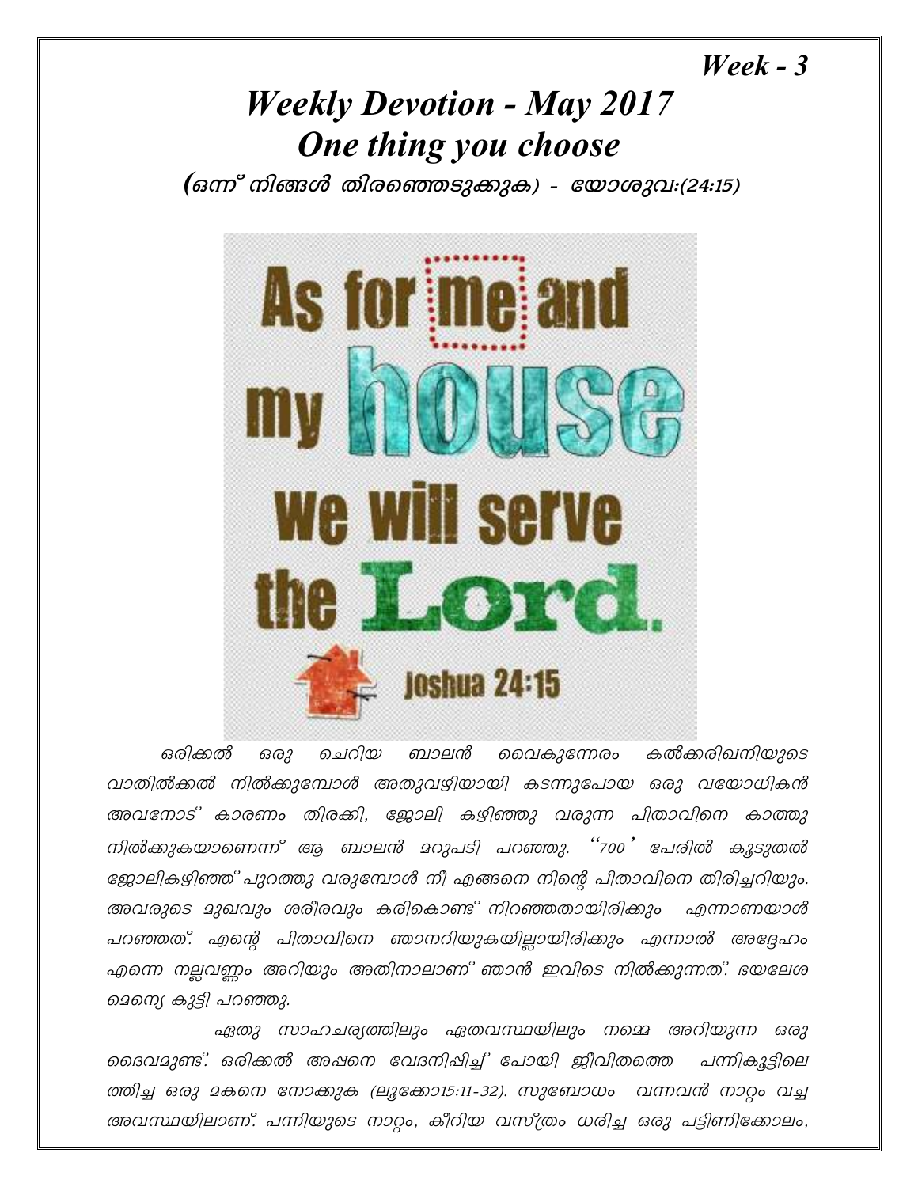*Week - 3*

# *Weekly Devotion - May 2017*

# *One thing you choose*

### *(ഒന്ന് നിങ്ങൾ തിരഞ്ഞെടുക്കുക) - യോശുവ:(24:15)*

*ഒരിക്കൽ ഒരു ചെറിയ ബാലൻ വൈകുന്നേരം കൽക്കരിഖനിയുടെ വാതിൽക്കൽ നിൽക്കുമ്പോൾ അതുവഴിയായി കടന്നുപോയ ഒരു വയോധികൻ അവനോട് കാരണം തിരക്കി, ജോലി കഴിഞ്ഞു വരുന്ന പിതാവിനെ കാത്തു നിൽക്കുകയാണെന്ന് ആ ബാലൻ മറുപടി പറഞ്ഞു. ''700' പേരിൽ കൂടുതൽ ജോലികഴിഞ്ഞ് പുറത്തു വരുമ്പോൾ നീ എങ്ങനെ നിന്റെ പിതാവിനെ തിരിച്ചറിയും. അവരുടെ മുഖവും ശരീരവും കരികൊണ്ട് നിറഞ്ഞതായിരിക്കും എന്നാണയാൾ പറഞ്ഞത്. എന്റെ പിതാവിനെ ഞാനറിയുകയില്ലായിരിക്കും എന്നാൽ അദ്ദേഹം എന്നെ നല്ലവണ്ണം അറിയും അതിനാലാണ് ഞാൻ ഇവിടെ നിൽക്കുന്നത്. ഭയലേശ മെന്യെ കുട്ടി പറഞ്ഞു.*

*ഏതു സാഹചര്യത്തിലും ഏതവസ്ഥയിലും നമ്മെ അറിയുന്ന ഒരു ദൈവമുണ്ട്. ഒരിക്കൽ അപ്പനെ വേദനിപ്പിച്ച് പോയി ജീവിതത്തെ പന്നികൂട്ടിലെത്തിച്ച ഒരു മകനെ നോക്കുക (ലൂക്കോ15:11-32). സുബോധം വന്നവൻ നാറ്റം വച്ച അവസ്ഥയിലാണ്. പന്നിയുടെ നാറ്റം, കീറിയ വസ്ത്രം ധരിച്ച ഒരു പട്ടിണിക്കോലം,*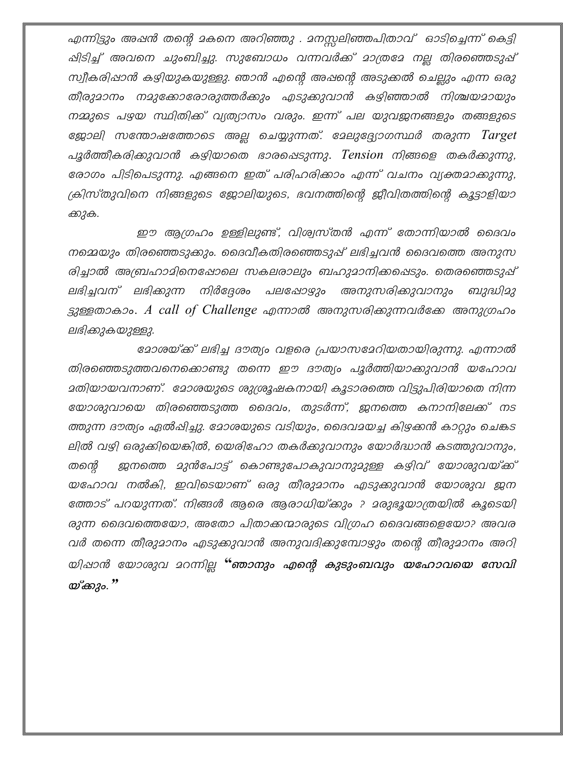എന്നിട്ടും അപ്പൻ തന്റെ മകനെ അറിഞ്ഞു . മനസ്സലിഞ്ഞപിതാവ് ഓടിച്ചെന്ന് കെട്ടിപ്പിടിച്ച് അവനെ ചുംബിച്ചു. സുബോധം വന്നവർക്ക് മാത്രമേ നല്ല തിരഞ്ഞെടുപ്പ് സ്വീകരിപ്പാൻ കഴിയുകയുള്ളു. ഞാൻ എന്റെ അപ്പന്റെ അടുക്കൽ ചെല്ലും എന്ന ഒരു തീരുമാനം നമുക്കോരോരുത്തർക്കും എടുക്കുവാൻ കഴിഞ്ഞാൽ നിശ്ചയമായും നമ്മുടെ പഴയ സ്ഥിതിക്ക് വ്യത്യാസം വരും. ഇന്ന് പല യുവജനങ്ങളും തങ്ങളുടെ ജോലി സന്തോഷത്തോടെ അല്ല ചെയ്യുന്നത്. മേലുദ്യോഗസ്ഥർ തരുന്ന Target പൂർത്തീകരിക്കുവാൻ കഴിയാതെ ഭാരപ്പെടുന്നു. Tension നിങ്ങളെ തകർക്കുന്നു, രോഗം പിടിപെടുന്നു. എങ്ങനെ ഇത് പരിഹരിക്കാം എന്ന് വചനം വ്യക്തമാക്കുന്നു, ക്രിസ്തുവിനെ നിങ്ങളുടെ ജോലിയുടെ, ഭവനത്തിന്റെ ജീവിതത്തിന്റെ കൂട്ടാളിയാക്കുക.

ഈ ആഗ്രഹം ഉള്ളിലുണ്ട്, വിശ്വസ്തൻ എന്ന് തോന്നിയാൽ ദൈവം നമ്മെയും തിരഞ്ഞെടുക്കും. ദൈവീകതിരഞ്ഞെടുപ്പ് ലഭിച്ചവൻ ദൈവത്തെ അനുസരിച്ചാൽ അബ്രഹാമിനെപ്പോലെ സകലരാലും ബഹുമാനിക്കപ്പെടും. തെരഞ്ഞെടുപ്പ് ലഭിച്ചവന് ലഭിക്കുന്ന നിർദ്ദേശം പലപ്പോഴും അനുസരിക്കുവാനും ബുദ്ധിമുട്ടുള്ളതാകാം. *A call of Challenge* എന്നാൽ അനുസരിക്കുന്നവർക്കേ അനുഗ്രഹം ലഭിക്കുകയുള്ളു.

മോശയ്ക്ക് ലഭിച്ച ദൗത്യം വളരെ പ്രയാസമേറിയതായിരുന്നു. എന്നാൽ തിരഞ്ഞെടുത്തവനെക്കൊണ്ടു തന്നെ ഈ ദൗത്യം പൂർത്തിയാക്കുവാൻ യഹോവ മതിയായവനാണ്. മോശയുടെ ശുശ്രൂഷകനായി കൂടാരത്തെ വിട്ടുപിരിയാതെ നിന്ന യോശുവായെ തിരഞ്ഞെടുത്ത ദൈവം, തുടർന്ന്, ജനത്തെ കനാനിലേക്ക് നടത്തുന്ന ദൗത്യം ഏൽപ്പിച്ചു. മോശയുടെ വടിയും, ദൈവമയച്ച കിഴക്കൻ കാറ്റും ചെങ്കടലിൽ വഴി ഒരുക്കിയെങ്കിൽ, യെരിഹോ തകർക്കുവാനും യോർദ്ദാൻ കടത്തുവാനും, തന്റെ ജനത്തെ മുൻപോട്ട് കൊണ്ടുപോകുവാനുമുള്ള കഴിവ് യോശുവയ്ക്ക് യഹോവ നൽകി, ഇവിടെയാണ് ഒരു തീരുമാനം എടുക്കുവാൻ യോശുവ ജനത്തോട് പറയുന്നത്. നിങ്ങൾ ആരെ ആരാധിയ്ക്കും ? മരുഭൂയാത്രയിൽ കൂടെയിരുന്ന ദൈവത്തെയോ, അതോ പിതാക്കന്മാരുടെ വിഗ്രഹ ദൈവങ്ങളെയോ? അവരവർ തന്നെ തീരുമാനം എടുക്കുവാൻ അനുവദിക്കുമ്പോഴും തന്റെ തീരുമാനം അറിയിപ്പാൻ യോശുവ മറന്നില്ല **"ഞാനും എന്റെ കുടുംബവും യഹോവയെ സേവിയ്ക്കും."**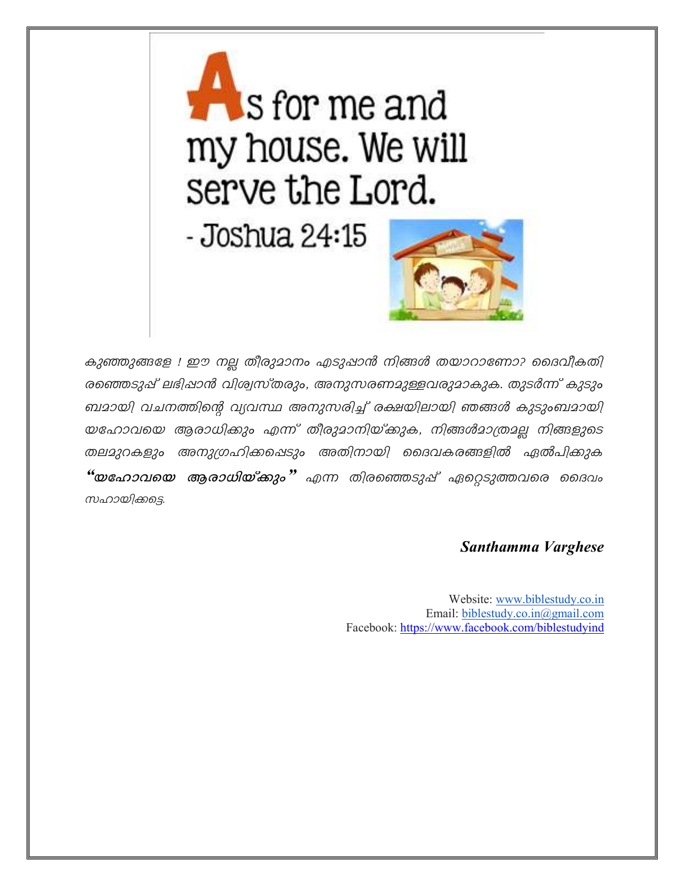As for me and my house. We will serve the Lord.

- Joshua 24:15

*കുഞ്ഞുങ്ങളേ ! ഈ നല്ല തീരുമാനം എടുപ്പാൻ നിങ്ങൾ തയാറാണോ? ദൈവീകതിരഞ്ഞെടുപ്പ് ലഭിപ്പാൻ വിശ്വസ്തരും, അനുസരണമുള്ളവരുമാകുക. തുടർന്ന് കുടുംബമായി വചനത്തിന്റെ വ്യവസ്ഥ അനുസരിച്ച് രക്ഷയിലായി ഞങ്ങൾ കുടുംബമായി യഹോവയെ ആരാധിക്കും എന്ന് തീരുമാനിയ്ക്കുക, നിങ്ങൾമാത്രമല്ല നിങ്ങളുടെ തലമുറകളും അനുഗ്രഹിക്കപ്പെടും അതിനായി ദൈവകരങ്ങളിൽ ഏൽപിക്കുക* ***"യഹോവയെ ആരാധിയ്ക്കും"*** *എന്ന തിരഞ്ഞെടുപ്പ് ഏറ്റെടുത്തവരെ ദൈവം സഹായിക്കട്ടെ.*

***Santhamma Varghese***

Website: www.biblestudy.co.in
Email: biblestudy.co.in@gmail.com
Facebook: https://www.facebook.com/biblestudyind